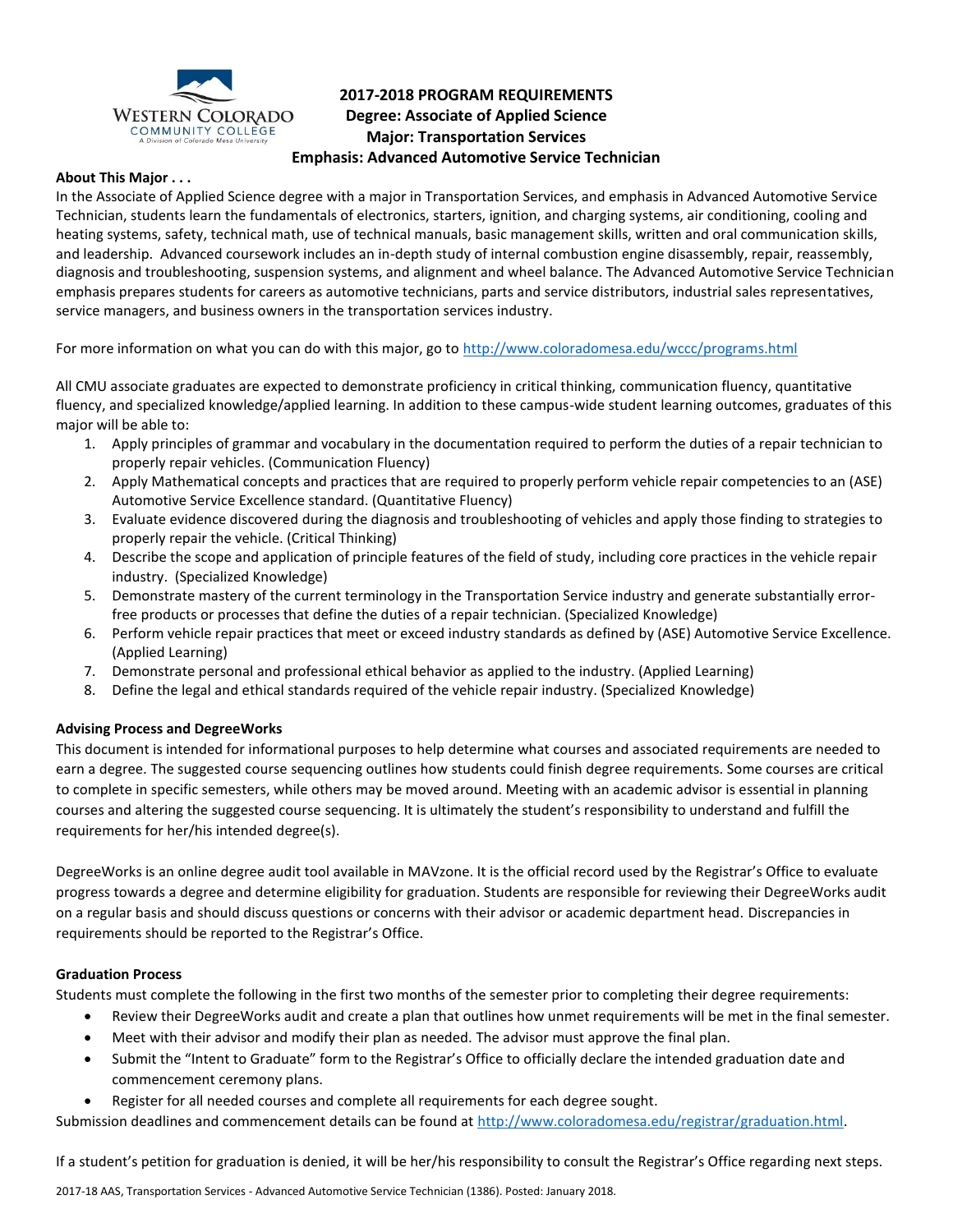# 2017-2018 PROGRAM REQUIREMENTS
## Degree: Associate of Applied Science
## Major: Transportation Services
## Emphasis: Advanced Automotive Service Technician

**About This Major . . .**

In the Associate of Applied Science degree with a major in Transportation Services, and emphasis in Advanced Automotive Service Technician, students learn the fundamentals of electronics, starters, ignition, and charging systems, air conditioning, cooling and heating systems, safety, technical math, use of technical manuals, basic management skills, written and oral communication skills, and leadership. Advanced coursework includes an in-depth study of internal combustion engine disassembly, repair, reassembly, diagnosis and troubleshooting, suspension systems, and alignment and wheel balance. The Advanced Automotive Service Technician emphasis prepares students for careers as automotive technicians, parts and service distributors, industrial sales representatives, service managers, and business owners in the transportation services industry.

For more information on what you can do with this major, go to http://www.coloradomesa.edu/wccc/programs.html

All CMU associate graduates are expected to demonstrate proficiency in critical thinking, communication fluency, quantitative fluency, and specialized knowledge/applied learning. In addition to these campus-wide student learning outcomes, graduates of this major will be able to:

1. Apply principles of grammar and vocabulary in the documentation required to perform the duties of a repair technician to properly repair vehicles. (Communication Fluency)
2. Apply Mathematical concepts and practices that are required to properly perform vehicle repair competencies to an (ASE) Automotive Service Excellence standard. (Quantitative Fluency)
3. Evaluate evidence discovered during the diagnosis and troubleshooting of vehicles and apply those finding to strategies to properly repair the vehicle. (Critical Thinking)
4. Describe the scope and application of principle features of the field of study, including core practices in the vehicle repair industry. (Specialized Knowledge)
5. Demonstrate mastery of the current terminology in the Transportation Service industry and generate substantially error-free products or processes that define the duties of a repair technician. (Specialized Knowledge)
6. Perform vehicle repair practices that meet or exceed industry standards as defined by (ASE) Automotive Service Excellence. (Applied Learning)
7. Demonstrate personal and professional ethical behavior as applied to the industry. (Applied Learning)
8. Define the legal and ethical standards required of the vehicle repair industry. (Specialized Knowledge)

**Advising Process and DegreeWorks**

This document is intended for informational purposes to help determine what courses and associated requirements are needed to earn a degree. The suggested course sequencing outlines how students could finish degree requirements. Some courses are critical to complete in specific semesters, while others may be moved around. Meeting with an academic advisor is essential in planning courses and altering the suggested course sequencing. It is ultimately the student's responsibility to understand and fulfill the requirements for her/his intended degree(s).

DegreeWorks is an online degree audit tool available in MAVzone. It is the official record used by the Registrar's Office to evaluate progress towards a degree and determine eligibility for graduation. Students are responsible for reviewing their DegreeWorks audit on a regular basis and should discuss questions or concerns with their advisor or academic department head. Discrepancies in requirements should be reported to the Registrar's Office.

**Graduation Process**

Students must complete the following in the first two months of the semester prior to completing their degree requirements:

- Review their DegreeWorks audit and create a plan that outlines how unmet requirements will be met in the final semester.
- Meet with their advisor and modify their plan as needed. The advisor must approve the final plan.
- Submit the "Intent to Graduate" form to the Registrar's Office to officially declare the intended graduation date and commencement ceremony plans.
- Register for all needed courses and complete all requirements for each degree sought.

Submission deadlines and commencement details can be found at http://www.coloradomesa.edu/registrar/graduation.html.

If a student's petition for graduation is denied, it will be her/his responsibility to consult the Registrar's Office regarding next steps.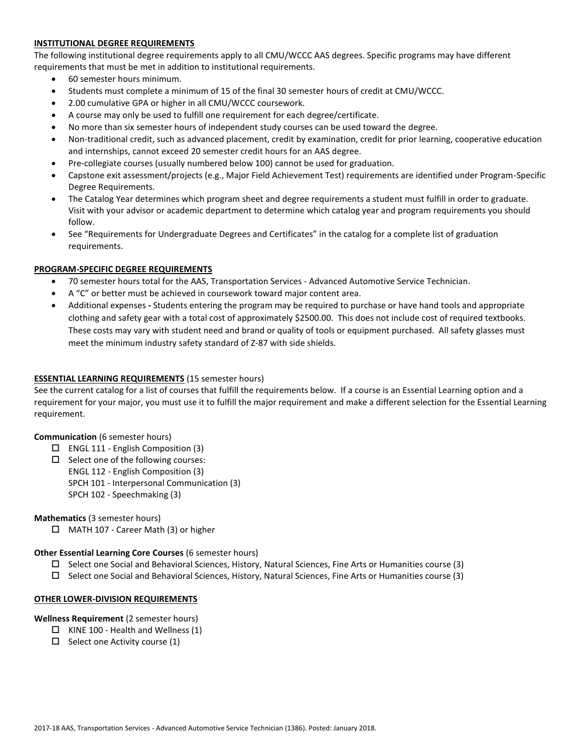## INSTITUTIONAL DEGREE REQUIREMENTS

The following institutional degree requirements apply to all CMU/WCCC AAS degrees. Specific programs may have different requirements that must be met in addition to institutional requirements.

- 60 semester hours minimum.
- Students must complete a minimum of 15 of the final 30 semester hours of credit at CMU/WCCC.
- 2.00 cumulative GPA or higher in all CMU/WCCC coursework.
- A course may only be used to fulfill one requirement for each degree/certificate.
- No more than six semester hours of independent study courses can be used toward the degree.
- Non-traditional credit, such as advanced placement, credit by examination, credit for prior learning, cooperative education and internships, cannot exceed 20 semester credit hours for an AAS degree.
- Pre-collegiate courses (usually numbered below 100) cannot be used for graduation.
- Capstone exit assessment/projects (e.g., Major Field Achievement Test) requirements are identified under Program-Specific Degree Requirements.
- The Catalog Year determines which program sheet and degree requirements a student must fulfill in order to graduate. Visit with your advisor or academic department to determine which catalog year and program requirements you should follow.
- See "Requirements for Undergraduate Degrees and Certificates" in the catalog for a complete list of graduation requirements.

## PROGRAM-SPECIFIC DEGREE REQUIREMENTS

- 70 semester hours total for the AAS, Transportation Services - Advanced Automotive Service Technician.
- A "C" or better must be achieved in coursework toward major content area.
- Additional expenses **-** Students entering the program may be required to purchase or have hand tools and appropriate clothing and safety gear with a total cost of approximately $2500.00. This does not include cost of required textbooks. These costs may vary with student need and brand or quality of tools or equipment purchased. All safety glasses must meet the minimum industry safety standard of Z-87 with side shields.

## ESSENTIAL LEARNING REQUIREMENTS (15 semester hours)

See the current catalog for a list of courses that fulfill the requirements below. If a course is an Essential Learning option and a requirement for your major, you must use it to fulfill the major requirement and make a different selection for the Essential Learning requirement.

**Communication** (6 semester hours)

- ☐ ENGL 111 - English Composition (3)
- ☐ Select one of the following courses:
  ENGL 112 - English Composition (3)
  SPCH 101 - Interpersonal Communication (3)
  SPCH 102 - Speechmaking (3)

**Mathematics** (3 semester hours)

- ☐ MATH 107 - Career Math (3) or higher

**Other Essential Learning Core Courses** (6 semester hours)

- ☐ Select one Social and Behavioral Sciences, History, Natural Sciences, Fine Arts or Humanities course (3)
- ☐ Select one Social and Behavioral Sciences, History, Natural Sciences, Fine Arts or Humanities course (3)

## OTHER LOWER-DIVISION REQUIREMENTS

**Wellness Requirement** (2 semester hours)

- ☐ KINE 100 - Health and Wellness (1)
- ☐ Select one Activity course (1)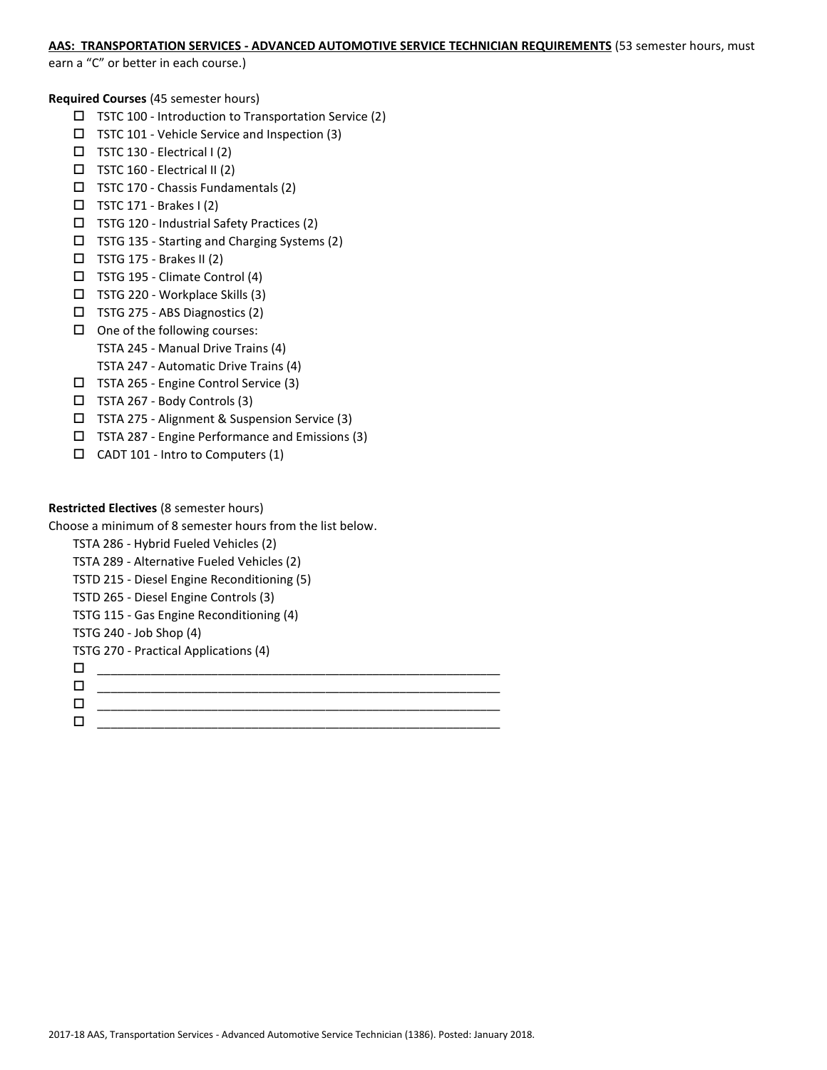**AAS: TRANSPORTATION SERVICES - ADVANCED AUTOMOTIVE SERVICE TECHNICIAN REQUIREMENTS** (53 semester hours, must earn a "C" or better in each course.)

**Required Courses** (45 semester hours)

- ☐ TSTC 100 - Introduction to Transportation Service (2)
- ☐ TSTC 101 - Vehicle Service and Inspection (3)
- ☐ TSTC 130 - Electrical I (2)
- ☐ TSTC 160 - Electrical II (2)
- ☐ TSTC 170 - Chassis Fundamentals (2)
- ☐ TSTC 171 - Brakes I (2)
- ☐ TSTG 120 - Industrial Safety Practices (2)
- ☐ TSTG 135 - Starting and Charging Systems (2)
- ☐ TSTG 175 - Brakes II (2)
- ☐ TSTG 195 - Climate Control (4)
- ☐ TSTG 220 - Workplace Skills (3)
- ☐ TSTG 275 - ABS Diagnostics (2)
- ☐ One of the following courses:
  - TSTA 245 - Manual Drive Trains (4)
  - TSTA 247 - Automatic Drive Trains (4)
- ☐ TSTA 265 - Engine Control Service (3)
- ☐ TSTA 267 - Body Controls (3)
- ☐ TSTA 275 - Alignment & Suspension Service (3)
- ☐ TSTA 287 - Engine Performance and Emissions (3)
- ☐ CADT 101 - Intro to Computers (1)

**Restricted Electives** (8 semester hours)

Choose a minimum of 8 semester hours from the list below.

- TSTA 286 - Hybrid Fueled Vehicles (2)
- TSTA 289 - Alternative Fueled Vehicles (2)
- TSTD 215 - Diesel Engine Reconditioning (5)
- TSTD 265 - Diesel Engine Controls (3)
- TSTG 115 - Gas Engine Reconditioning (4)
- TSTG 240 - Job Shop (4)
- TSTG 270 - Practical Applications (4)

- ☐ ____________________________________________________________
- ☐ ____________________________________________________________
- ☐ ____________________________________________________________
- ☐ ____________________________________________________________

2017-18 AAS, Transportation Services - Advanced Automotive Service Technician (1386). Posted: January 2018.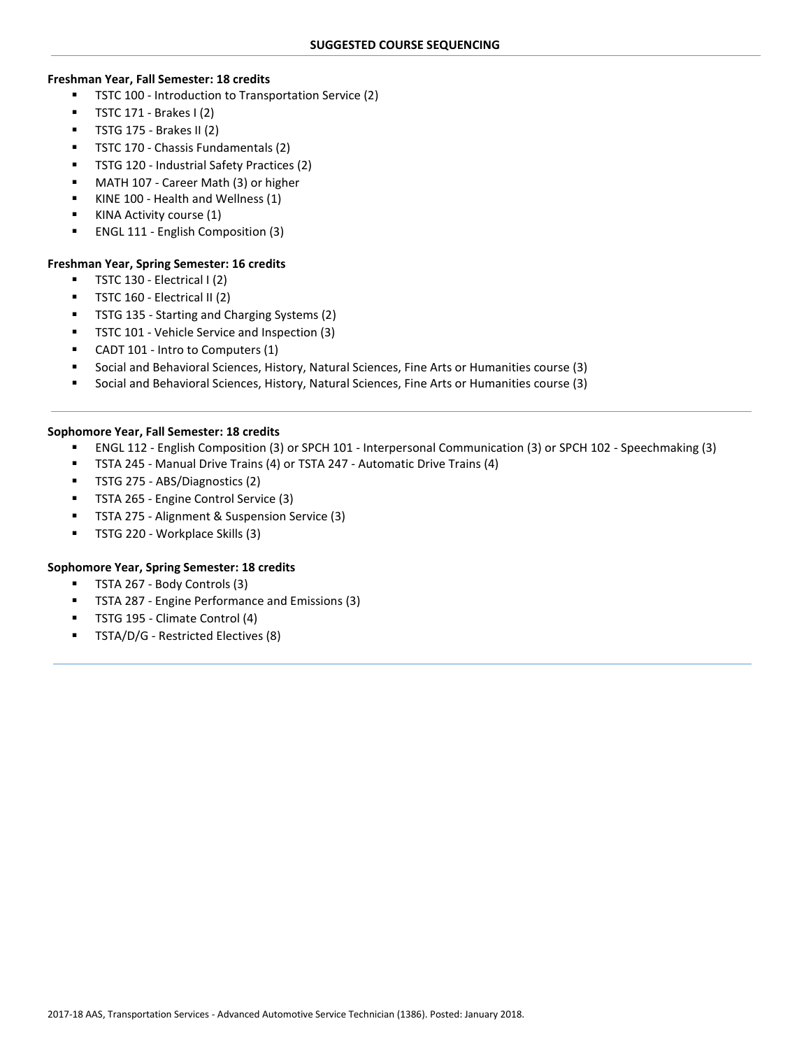## SUGGESTED COURSE SEQUENCING

**Freshman Year, Fall Semester: 18 credits**

- TSTC 100 - Introduction to Transportation Service (2)
- TSTC 171 - Brakes I (2)
- TSTG 175 - Brakes II (2)
- TSTC 170 - Chassis Fundamentals (2)
- TSTG 120 - Industrial Safety Practices (2)
- MATH 107 - Career Math (3) or higher
- KINE 100 - Health and Wellness (1)
- KINA Activity course (1)
- ENGL 111 - English Composition (3)

**Freshman Year, Spring Semester: 16 credits**

- TSTC 130 - Electrical I (2)
- TSTC 160 - Electrical II (2)
- TSTG 135 - Starting and Charging Systems (2)
- TSTC 101 - Vehicle Service and Inspection (3)
- CADT 101 - Intro to Computers (1)
- Social and Behavioral Sciences, History, Natural Sciences, Fine Arts or Humanities course (3)
- Social and Behavioral Sciences, History, Natural Sciences, Fine Arts or Humanities course (3)

**Sophomore Year, Fall Semester: 18 credits**

- ENGL 112 - English Composition (3) or SPCH 101 - Interpersonal Communication (3) or SPCH 102 - Speechmaking (3)
- TSTA 245 - Manual Drive Trains (4) or TSTA 247 - Automatic Drive Trains (4)
- TSTG 275 - ABS/Diagnostics (2)
- TSTA 265 - Engine Control Service (3)
- TSTA 275 - Alignment & Suspension Service (3)
- TSTG 220 - Workplace Skills (3)

**Sophomore Year, Spring Semester: 18 credits**

- TSTA 267 - Body Controls (3)
- TSTA 287 - Engine Performance and Emissions (3)
- TSTG 195 - Climate Control (4)
- TSTA/D/G - Restricted Electives (8)

2017-18 AAS, Transportation Services - Advanced Automotive Service Technician (1386). Posted: January 2018.